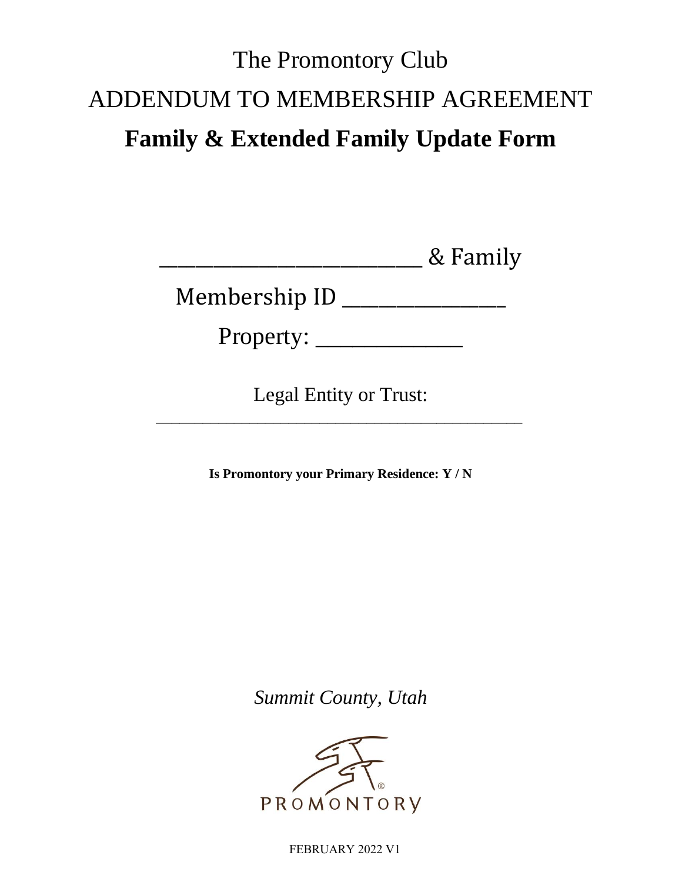# The Promontory Club

# ADDENDUM TO MEMBERSHIP AGREEMENT

# **Family & Extended Family Update Form**

_________________________ & Family

Membership ID _______________

Property: _____________

Legal Entity or Trust: ________________________________________

**Is Promontory your Primary Residence: Y / N**

*Summit County, Utah*

PROMONTORY®

FEBRUARY 2022 V1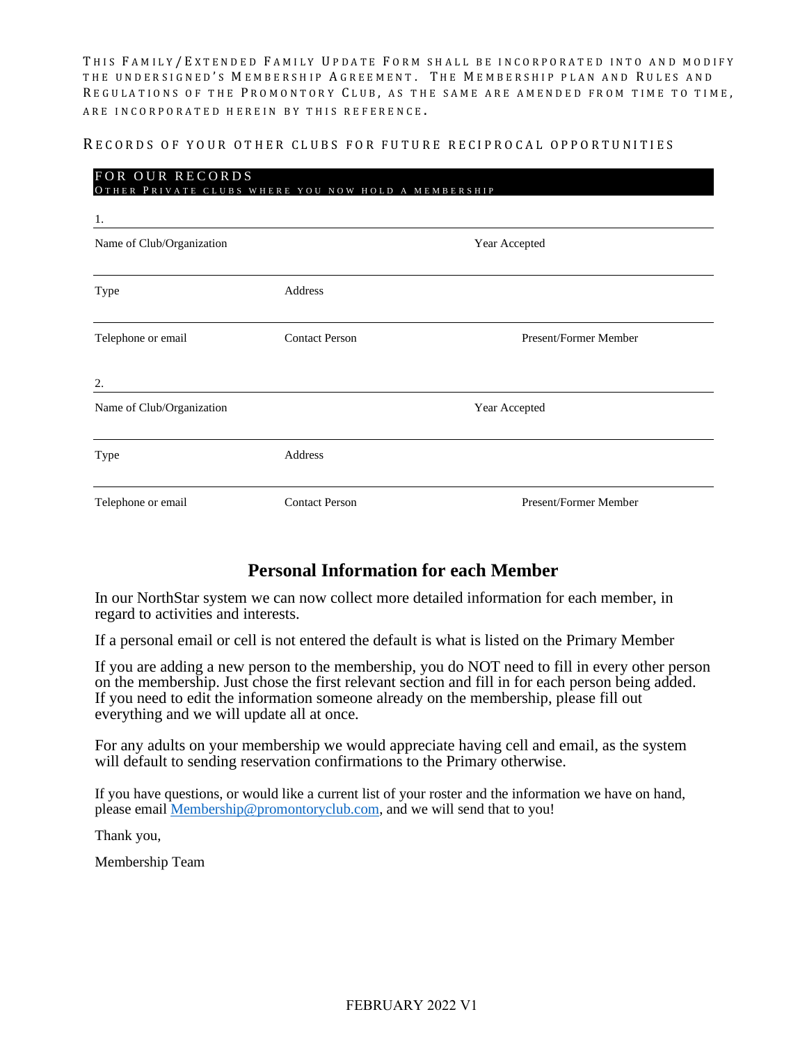THIS FAMILY/EXTENDED FAMILY UPDATE FORM SHALL BE INCORPORATED INTO AND MODIFY THE UNDERSIGNED'S MEMBERSHIP AGREEMENT. THE MEMBERSHIP PLAN AND RULES AND REGULATIONS OF THE PROMONTORY CLUB, AS THE SAME ARE AMENDED FROM TIME TO TIME, ARE INCORPORATED HEREIN BY THIS REFERENCE.

## RECORDS OF YOUR OTHER CLUBS FOR FUTURE RECIPROCAL OPPORTUNITIES

**FOR OUR RECORDS**
OTHER PRIVATE CLUBS WHERE YOU NOW HOLD A MEMBERSHIP

1.

| Name of Club/Organization | | Year Accepted |
|---|---|---|
| Type | Address | |
| Telephone or email | Contact Person | Present/Former Member |

2.

| Name of Club/Organization | | Year Accepted |
|---|---|---|
| Type | Address | |
| Telephone or email | Contact Person | Present/Former Member |

## Personal Information for each Member

In our NorthStar system we can now collect more detailed information for each member, in regard to activities and interests.

If a personal email or cell is not entered the default is what is listed on the Primary Member

If you are adding a new person to the membership, you do NOT need to fill in every other person on the membership. Just chose the first relevant section and fill in for each person being added. If you need to edit the information someone already on the membership, please fill out everything and we will update all at once.

For any adults on your membership we would appreciate having cell and email, as the system will default to sending reservation confirmations to the Primary otherwise.

If you have questions, or would like a current list of your roster and the information we have on hand, please email Membership@promontoryclub.com, and we will send that to you!

Thank you,

Membership Team

FEBRUARY 2022 V1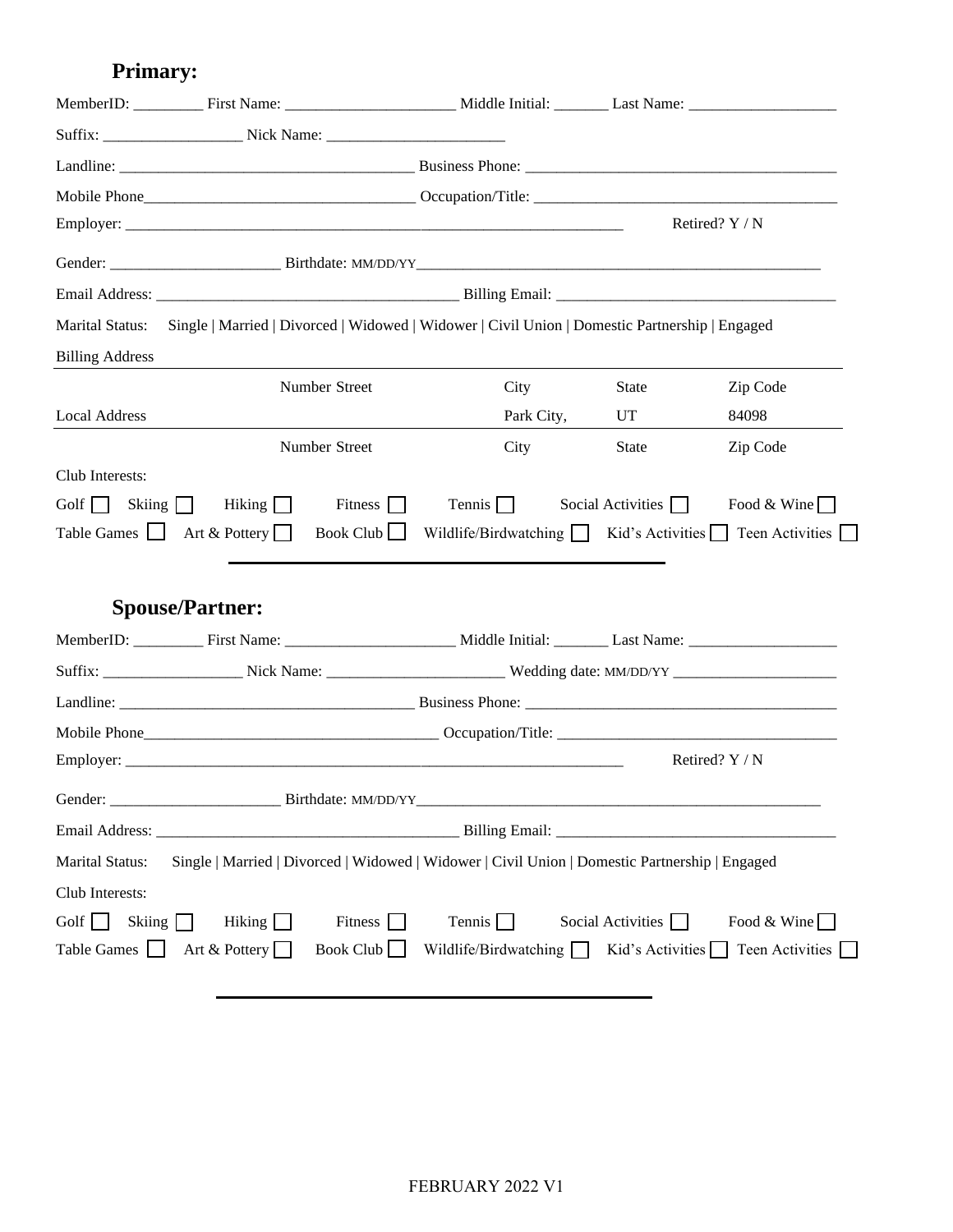## Primary:

MemberID: _________ First Name: ______________________ Middle Initial: _______ Last Name: ____________________

Suffix: __________________ Nick Name: ________________________

Landline: ______________________________________ Business Phone: ________________________________________

Mobile Phone___________________________________ Occupation/Title: _______________________________________

Employer: ____________________________________________________________________ Retired? Y / N

Gender: ______________________ Birthdate: MM/DD/YY_______________________________________________________

Email Address: _______________________________________ Billing Email: ____________________________________

Marital Status: Single | Married | Divorced | Widowed | Widower | Civil Union | Domestic Partnership | Engaged

| Billing Address | | | | |
|---|---|---|---|---|
| | Number Street | City | State | Zip Code |
| Local Address | | Park City, | UT | 84098 |
| | Number Street | City | State | Zip Code |

Club Interests:

Golf ☐ Skiing ☐ Hiking ☐ Fitness ☐ Tennis ☐ Social Activities ☐ Food & Wine ☐

Table Games ☐ Art & Pottery ☐ Book Club ☐ Wildlife/Birdwatching ☐ Kid's Activities ☐ Teen Activities ☐

---

## Spouse/Partner:

MemberID: _________ First Name: ______________________ Middle Initial: _______ Last Name: ____________________

Suffix: __________________ Nick Name: ________________________ Wedding date: MM/DD/YY ______________________

Landline: ______________________________________ Business Phone: ________________________________________

Mobile Phone_______________________________________ Occupation/Title: ____________________________________

Employer: ____________________________________________________________________ Retired? Y / N

Gender: ______________________ Birthdate: MM/DD/YY_______________________________________________________

Email Address: _______________________________________ Billing Email: ____________________________________

Marital Status: Single | Married | Divorced | Widowed | Widower | Civil Union | Domestic Partnership | Engaged

Club Interests:

Golf ☐ Skiing ☐ Hiking ☐ Fitness ☐ Tennis ☐ Social Activities ☐ Food & Wine ☐

Table Games ☐ Art & Pottery ☐ Book Club ☐ Wildlife/Birdwatching ☐ Kid's Activities ☐ Teen Activities ☐

---

FEBRUARY 2022 V1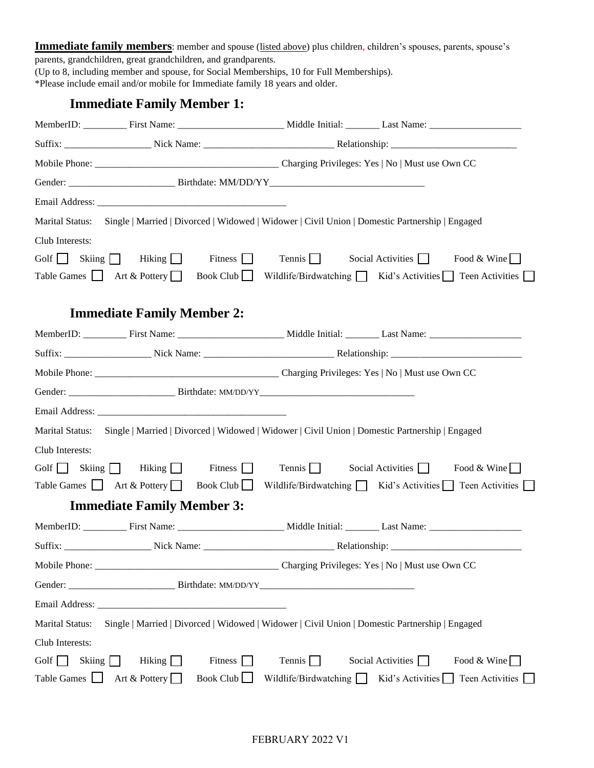**Immediate family members**: member and spouse (listed above) plus children, children's spouses, parents, spouse's parents, grandchildren, great grandchildren, and grandparents.
(Up to 8, including member and spouse, for Social Memberships, 10 for Full Memberships).
*Please include email and/or mobile for Immediate family 18 years and older.

## Immediate Family Member 1:

MemberID: _________ First Name: ______________________ Middle Initial: _______ Last Name: ___________________

Suffix: __________________ Nick Name: ___________________________ Relationship: __________________________

Mobile Phone: ______________________________________ Charging Privileges: Yes | No | Must use Own CC

Gender: ______________________ Birthdate: MM/DD/YY________________________________

Email Address: _______________________________________

Marital Status: Single | Married | Divorced | Widowed | Widower | Civil Union | Domestic Partnership | Engaged

Club Interests:

Golf ☐ Skiing ☐ Hiking ☐ Fitness ☐ Tennis ☐ Social Activities ☐ Food & Wine ☐

Table Games ☐ Art & Pottery ☐ Book Club ☐ Wildlife/Birdwatching ☐ Kid's Activities ☐ Teen Activities ☐

## Immediate Family Member 2:

MemberID: _________ First Name: ______________________ Middle Initial: _______ Last Name: ___________________

Suffix: __________________ Nick Name: ___________________________ Relationship: ___________________________

Mobile Phone: ______________________________________ Charging Privileges: Yes | No | Must use Own CC

Gender: ______________________ Birthdate: MM/DD/YY________________________________

Email Address: _______________________________________

Marital Status: Single | Married | Divorced | Widowed | Widower | Civil Union | Domestic Partnership | Engaged

Club Interests:

Golf ☐ Skiing ☐ Hiking ☐ Fitness ☐ Tennis ☐ Social Activities ☐ Food & Wine ☐

Table Games ☐ Art & Pottery ☐ Book Club ☐ Wildlife/Birdwatching ☐ Kid's Activities ☐ Teen Activities ☐

## Immediate Family Member 3:

MemberID: _________ First Name: ______________________ Middle Initial: _______ Last Name: ___________________

Suffix: __________________ Nick Name: ___________________________ Relationship: ___________________________

Mobile Phone: ______________________________________ Charging Privileges: Yes | No | Must use Own CC

Gender: ______________________ Birthdate: MM/DD/YY________________________________

Email Address: _______________________________________

Marital Status: Single | Married | Divorced | Widowed | Widower | Civil Union | Domestic Partnership | Engaged

Club Interests:

Golf ☐ Skiing ☐ Hiking ☐ Fitness ☐ Tennis ☐ Social Activities ☐ Food & Wine ☐

Table Games ☐ Art & Pottery ☐ Book Club ☐ Wildlife/Birdwatching ☐ Kid's Activities ☐ Teen Activities ☐

FEBRUARY 2022 V1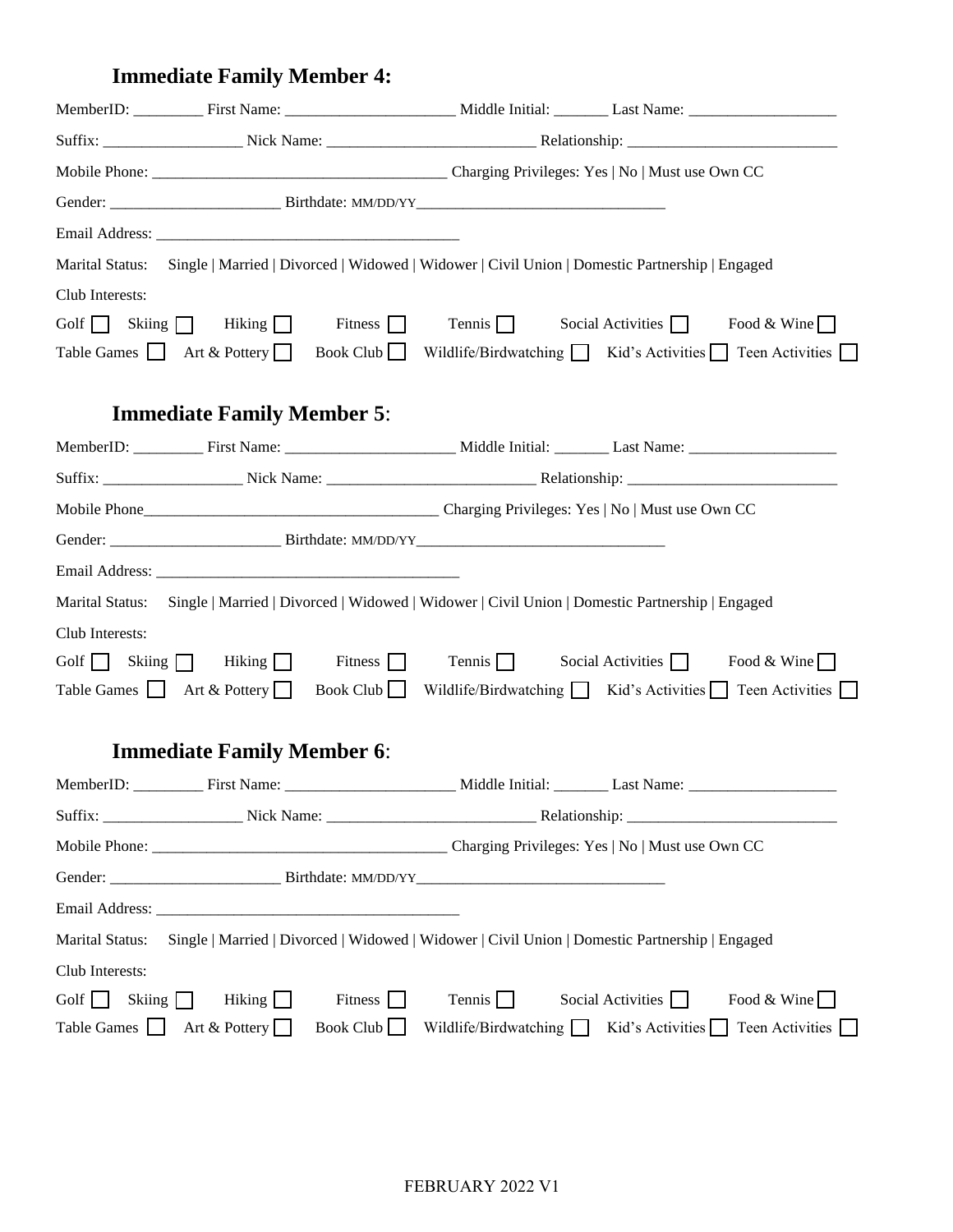## Immediate Family Member 4:

MemberID: _________ First Name: ______________________ Middle Initial: _______ Last Name: ___________________

Suffix: __________________ Nick Name: ___________________________ Relationship: ___________________________

Mobile Phone: ______________________________________ Charging Privileges: Yes | No | Must use Own CC

Gender: ______________________ Birthdate: MM/DD/YY_________________________________

Email Address: _______________________________________

Marital Status: Single | Married | Divorced | Widowed | Widower | Civil Union | Domestic Partnership | Engaged

Club Interests:

Golf ☐ Skiing ☐ Hiking ☐ Fitness ☐ Tennis ☐ Social Activities ☐ Food & Wine ☐

Table Games ☐ Art & Pottery ☐ Book Club ☐ Wildlife/Birdwatching ☐ Kid's Activities ☐ Teen Activities ☐

## Immediate Family Member 5:

MemberID: _________ First Name: ______________________ Middle Initial: _______ Last Name: ___________________

Suffix: __________________ Nick Name: ___________________________ Relationship: ___________________________

Mobile Phone_______________________________________ Charging Privileges: Yes | No | Must use Own CC

Gender: ______________________ Birthdate: MM/DD/YY_________________________________

Email Address: _______________________________________

Marital Status: Single | Married | Divorced | Widowed | Widower | Civil Union | Domestic Partnership | Engaged

Club Interests:

Golf ☐ Skiing ☐ Hiking ☐ Fitness ☐ Tennis ☐ Social Activities ☐ Food & Wine ☐

Table Games ☐ Art & Pottery ☐ Book Club ☐ Wildlife/Birdwatching ☐ Kid's Activities ☐ Teen Activities ☐

## Immediate Family Member 6:

MemberID: _________ First Name: ______________________ Middle Initial: _______ Last Name: ___________________

Suffix: __________________ Nick Name: ___________________________ Relationship: ___________________________

Mobile Phone: ______________________________________ Charging Privileges: Yes | No | Must use Own CC

Gender: ______________________ Birthdate: MM/DD/YY_________________________________

Email Address: _______________________________________

Marital Status: Single | Married | Divorced | Widowed | Widower | Civil Union | Domestic Partnership | Engaged

Club Interests:

Golf ☐ Skiing ☐ Hiking ☐ Fitness ☐ Tennis ☐ Social Activities ☐ Food & Wine ☐

Table Games ☐ Art & Pottery ☐ Book Club ☐ Wildlife/Birdwatching ☐ Kid's Activities ☐ Teen Activities ☐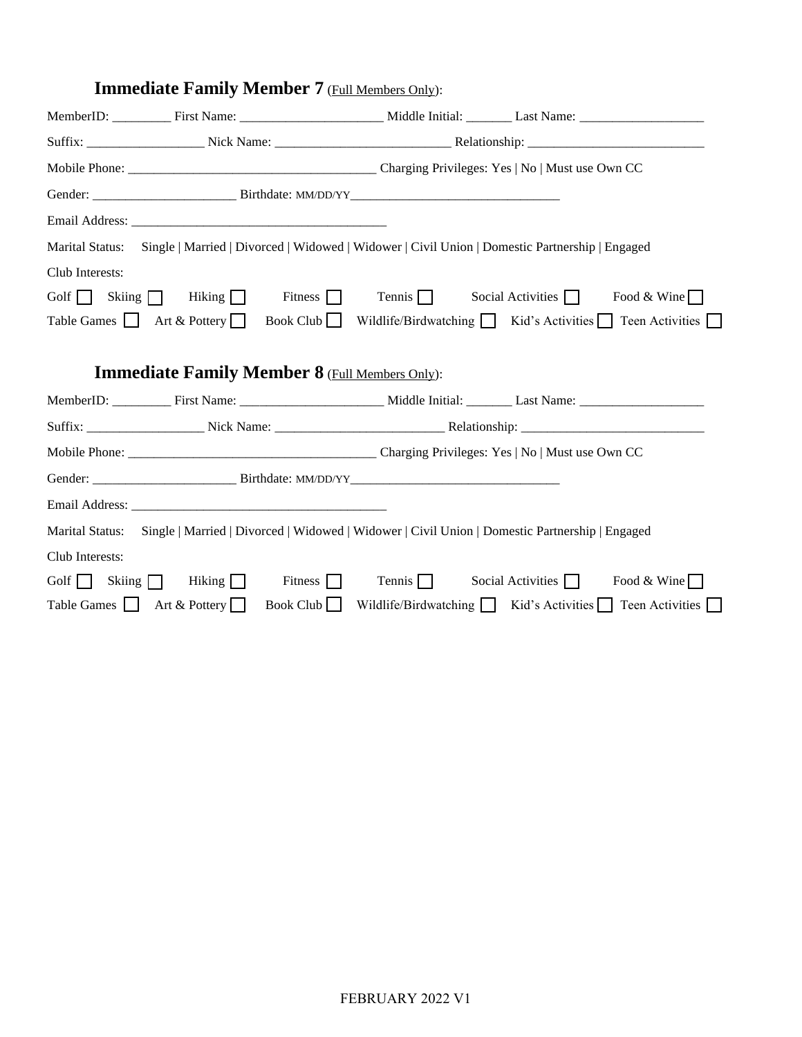## **Immediate Family Member 7** (Full Members Only):

MemberID: _________ First Name: ______________________ Middle Initial: _______ Last Name: ___________________

Suffix: __________________ Nick Name: ___________________________ Relationship: ___________________________

Mobile Phone: ______________________________________ Charging Privileges: Yes | No | Must use Own CC

Gender: ______________________ Birthdate: MM/DD/YY________________________________

Email Address: _______________________________________

Marital Status: Single | Married | Divorced | Widowed | Widower | Civil Union | Domestic Partnership | Engaged

Club Interests:

Golf ☐ Skiing ☐ Hiking ☐ Fitness ☐ Tennis ☐ Social Activities ☐ Food & Wine ☐

Table Games ☐ Art & Pottery ☐ Book Club ☐ Wildlife/Birdwatching ☐ Kid's Activities ☐ Teen Activities ☐

## **Immediate Family Member 8** (Full Members Only):

MemberID: _________ First Name: ______________________ Middle Initial: _______ Last Name: ___________________

Suffix: __________________ Nick Name: ___________________________ Relationship: ____________________________

Mobile Phone: ______________________________________ Charging Privileges: Yes | No | Must use Own CC

Gender: ______________________ Birthdate: MM/DD/YY________________________________

Email Address: _______________________________________

Marital Status: Single | Married | Divorced | Widowed | Widower | Civil Union | Domestic Partnership | Engaged

Club Interests:

Golf ☐ Skiing ☐ Hiking ☐ Fitness ☐ Tennis ☐ Social Activities ☐ Food & Wine ☐

Table Games ☐ Art & Pottery ☐ Book Club ☐ Wildlife/Birdwatching ☐ Kid's Activities ☐ Teen Activities ☐

FEBRUARY 2022 V1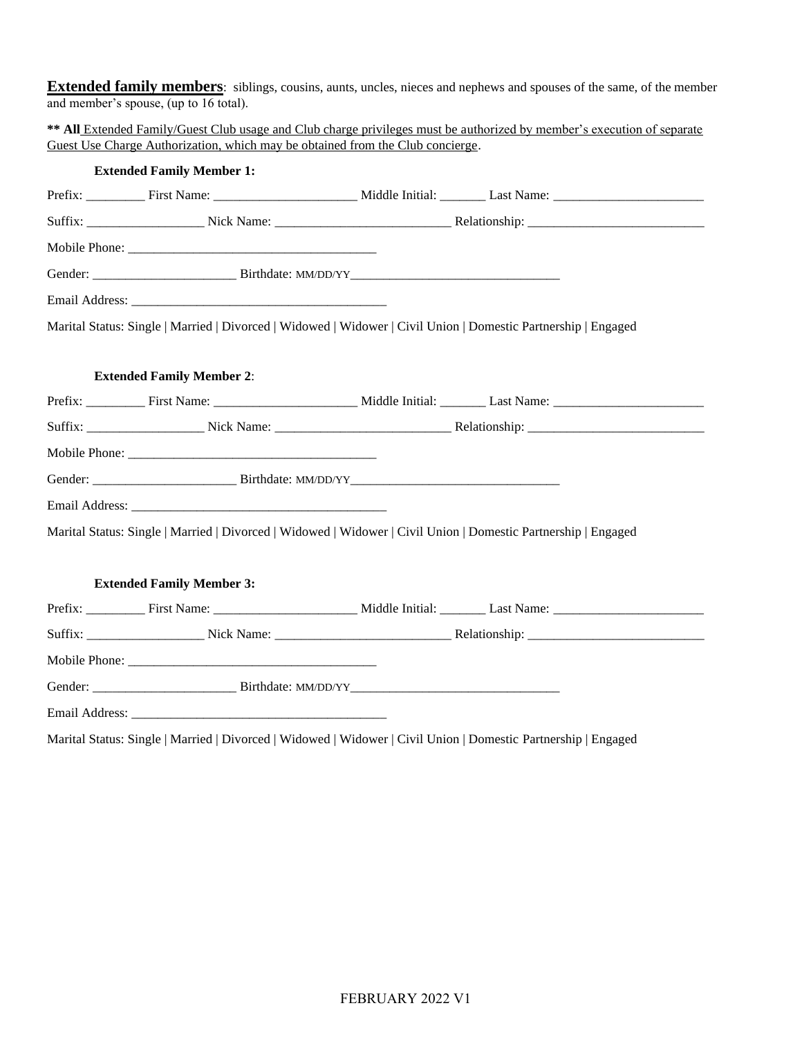**Extended family members**: siblings, cousins, aunts, uncles, nieces and nephews and spouses of the same, of the member and member's spouse, (up to 16 total).

**\*\* All** Extended Family/Guest Club usage and Club charge privileges must be authorized by member's execution of separate Guest Use Charge Authorization, which may be obtained from the Club concierge.

**Extended Family Member 1:**

Prefix: _________ First Name: ______________________ Middle Initial: _______ Last Name: _______________________

Suffix: __________________ Nick Name: ___________________________ Relationship: ___________________________

Mobile Phone: ______________________________________

Gender: ______________________ Birthdate: MM/DD/YY________________________________

Email Address: _______________________________________

Marital Status: Single | Married | Divorced | Widowed | Widower | Civil Union | Domestic Partnership | Engaged

**Extended Family Member 2**:

Prefix: _________ First Name: ______________________ Middle Initial: _______ Last Name: _______________________

Suffix: __________________ Nick Name: ___________________________ Relationship: ___________________________

Mobile Phone: ______________________________________

Gender: ______________________ Birthdate: MM/DD/YY________________________________

Email Address: _______________________________________

Marital Status: Single | Married | Divorced | Widowed | Widower | Civil Union | Domestic Partnership | Engaged

**Extended Family Member 3:**

Prefix: _________ First Name: ______________________ Middle Initial: _______ Last Name: _______________________

Suffix: __________________ Nick Name: ___________________________ Relationship: ___________________________

Mobile Phone: ______________________________________

Gender: ______________________ Birthdate: MM/DD/YY________________________________

Email Address: _______________________________________

Marital Status: Single | Married | Divorced | Widowed | Widower | Civil Union | Domestic Partnership | Engaged

FEBRUARY 2022 V1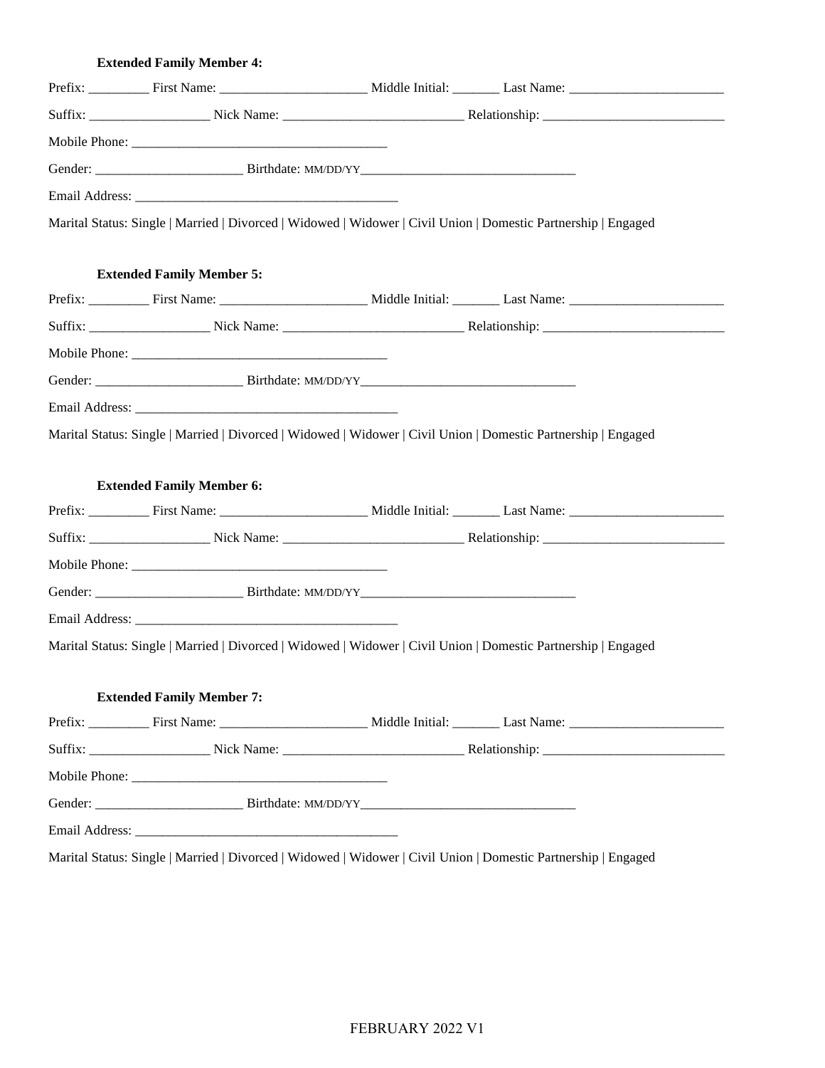**Extended Family Member 4:**

Prefix: _________ First Name: ______________________ Middle Initial: _______ Last Name: _______________________

Suffix: __________________ Nick Name: ___________________________ Relationship: ___________________________

Mobile Phone: ______________________________________

Gender: ______________________ Birthdate: MM/DD/YY________________________________

Email Address: _______________________________________

Marital Status: Single | Married | Divorced | Widowed | Widower | Civil Union | Domestic Partnership | Engaged

**Extended Family Member 5:**

Prefix: _________ First Name: ______________________ Middle Initial: _______ Last Name: _______________________

Suffix: __________________ Nick Name: ___________________________ Relationship: ___________________________

Mobile Phone: ______________________________________

Gender: ______________________ Birthdate: MM/DD/YY________________________________

Email Address: _______________________________________

Marital Status: Single | Married | Divorced | Widowed | Widower | Civil Union | Domestic Partnership | Engaged

**Extended Family Member 6:**

Prefix: _________ First Name: ______________________ Middle Initial: _______ Last Name: _______________________

Suffix: __________________ Nick Name: ___________________________ Relationship: ___________________________

Mobile Phone: ______________________________________

Gender: ______________________ Birthdate: MM/DD/YY________________________________

Email Address: _______________________________________

Marital Status: Single | Married | Divorced | Widowed | Widower | Civil Union | Domestic Partnership | Engaged

**Extended Family Member 7:**

Prefix: _________ First Name: ______________________ Middle Initial: _______ Last Name: _______________________

Suffix: __________________ Nick Name: ___________________________ Relationship: ___________________________

Mobile Phone: ______________________________________

Gender: ______________________ Birthdate: MM/DD/YY________________________________

Email Address: _______________________________________

Marital Status: Single | Married | Divorced | Widowed | Widower | Civil Union | Domestic Partnership | Engaged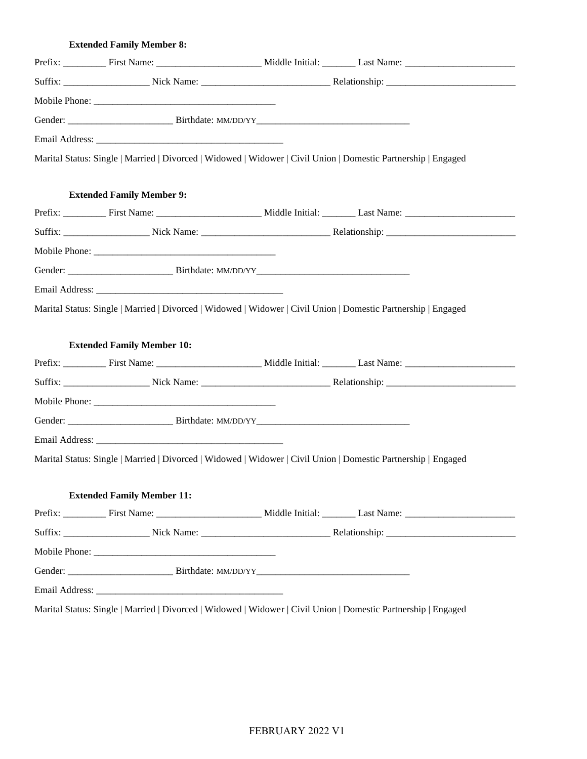**Extended Family Member 8:**

Prefix: _________ First Name: ______________________ Middle Initial: _______ Last Name: _______________________

Suffix: __________________ Nick Name: ___________________________ Relationship: ___________________________

Mobile Phone: ______________________________________

Gender: ______________________ Birthdate: MM/DD/YY________________________________

Email Address: _______________________________________

Marital Status: Single | Married | Divorced | Widowed | Widower | Civil Union | Domestic Partnership | Engaged

**Extended Family Member 9:**

Prefix: _________ First Name: ______________________ Middle Initial: _______ Last Name: _______________________

Suffix: __________________ Nick Name: ___________________________ Relationship: ___________________________

Mobile Phone: ______________________________________

Gender: ______________________ Birthdate: MM/DD/YY________________________________

Email Address: _______________________________________

Marital Status: Single | Married | Divorced | Widowed | Widower | Civil Union | Domestic Partnership | Engaged

**Extended Family Member 10:**

Prefix: _________ First Name: ______________________ Middle Initial: _______ Last Name: _______________________

Suffix: __________________ Nick Name: ___________________________ Relationship: ___________________________

Mobile Phone: ______________________________________

Gender: ______________________ Birthdate: MM/DD/YY________________________________

Email Address: _______________________________________

Marital Status: Single | Married | Divorced | Widowed | Widower | Civil Union | Domestic Partnership | Engaged

**Extended Family Member 11:**

Prefix: _________ First Name: ______________________ Middle Initial: _______ Last Name: _______________________

Suffix: __________________ Nick Name: ___________________________ Relationship: ___________________________

Mobile Phone: ______________________________________

Gender: ______________________ Birthdate: MM/DD/YY________________________________

Email Address: _______________________________________

Marital Status: Single | Married | Divorced | Widowed | Widower | Civil Union | Domestic Partnership | Engaged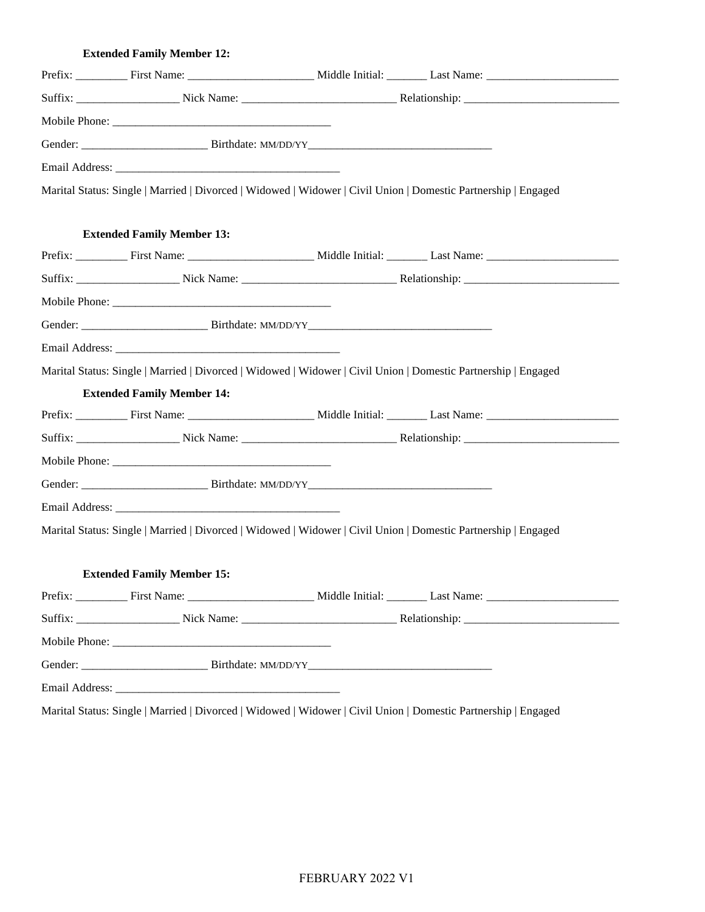**Extended Family Member 12:**

Prefix: _________ First Name: ______________________ Middle Initial: _______ Last Name: _______________________

Suffix: __________________ Nick Name: ___________________________ Relationship: ___________________________

Mobile Phone: _______________________________________

Gender: ______________________ Birthdate: MM/DD/YY________________________________

Email Address: _______________________________________

Marital Status: Single | Married | Divorced | Widowed | Widower | Civil Union | Domestic Partnership | Engaged

**Extended Family Member 13:**

Prefix: _________ First Name: ______________________ Middle Initial: _______ Last Name: _______________________

Suffix: __________________ Nick Name: ___________________________ Relationship: ___________________________

Mobile Phone: _______________________________________

Gender: ______________________ Birthdate: MM/DD/YY________________________________

Email Address: _______________________________________

Marital Status: Single | Married | Divorced | Widowed | Widower | Civil Union | Domestic Partnership | Engaged

**Extended Family Member 14:**

Prefix: _________ First Name: ______________________ Middle Initial: _______ Last Name: _______________________

Suffix: __________________ Nick Name: ___________________________ Relationship: ___________________________

Mobile Phone: _______________________________________

Gender: ______________________ Birthdate: MM/DD/YY________________________________

Email Address: _______________________________________

Marital Status: Single | Married | Divorced | Widowed | Widower | Civil Union | Domestic Partnership | Engaged

**Extended Family Member 15:**

Prefix: _________ First Name: ______________________ Middle Initial: _______ Last Name: _______________________

Suffix: __________________ Nick Name: ___________________________ Relationship: ___________________________

Mobile Phone: _______________________________________

Gender: ______________________ Birthdate: MM/DD/YY________________________________

Email Address: _______________________________________

Marital Status: Single | Married | Divorced | Widowed | Widower | Civil Union | Domestic Partnership | Engaged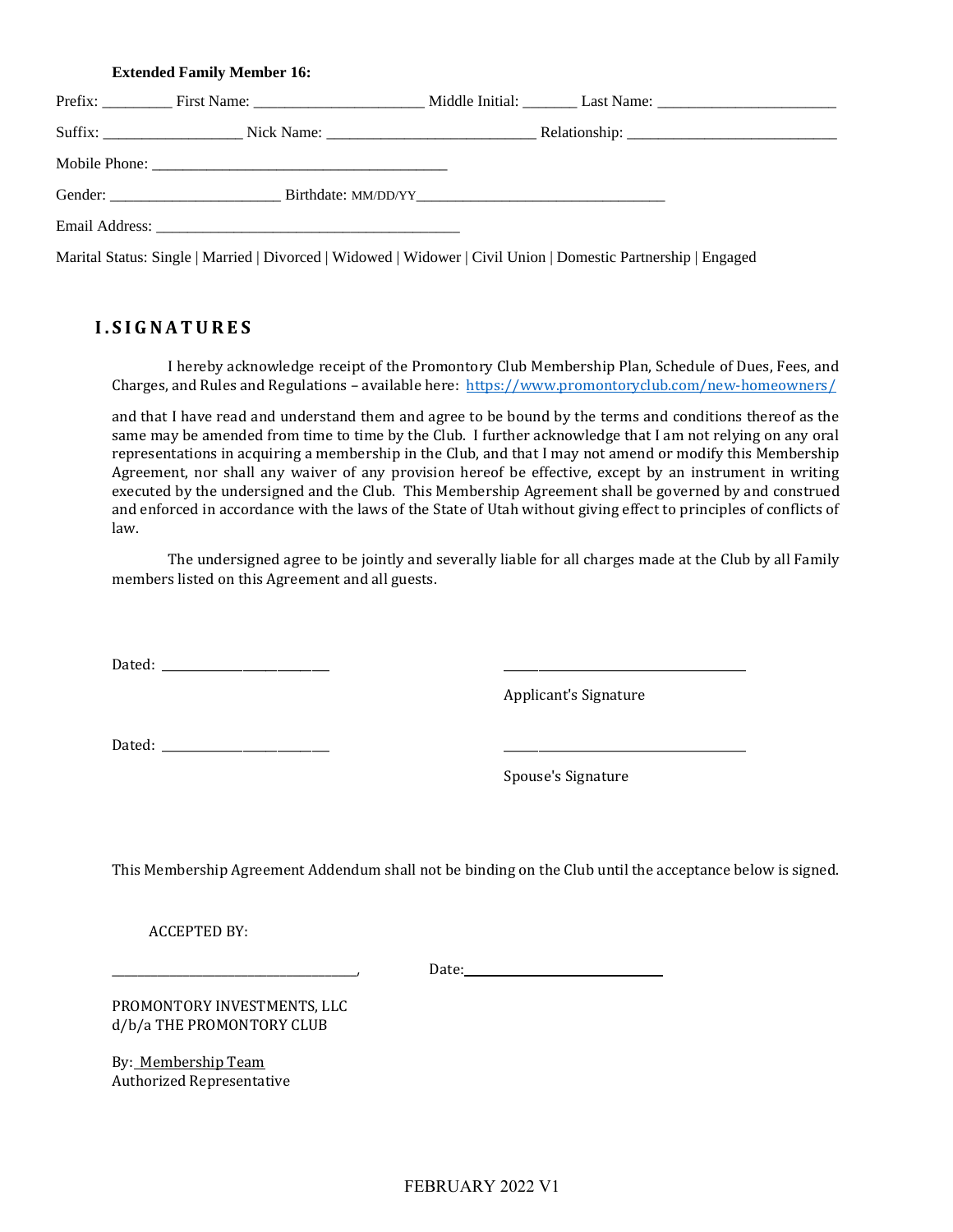**Extended Family Member 16:**

Prefix: _________ First Name: ______________________ Middle Initial: _______ Last Name: ________________________

Suffix: __________________ Nick Name: ___________________________ Relationship: ____________________________

Mobile Phone: ______________________________________

Gender: ______________________ Birthdate: MM/DD/YY________________________________

Email Address: _______________________________________

Marital Status: Single | Married | Divorced | Widowed | Widower | Civil Union | Domestic Partnership | Engaged

## I. SIGNATURES

I hereby acknowledge receipt of the Promontory Club Membership Plan, Schedule of Dues, Fees, and Charges, and Rules and Regulations – available here: [https://www.promontoryclub.com/new-homeowners/](https://www.promontoryclub.com/new-homeowners/)

and that I have read and understand them and agree to be bound by the terms and conditions thereof as the same may be amended from time to time by the Club. I further acknowledge that I am not relying on any oral representations in acquiring a membership in the Club, and that I may not amend or modify this Membership Agreement, nor shall any waiver of any provision hereof be effective, except by an instrument in writing executed by the undersigned and the Club. This Membership Agreement shall be governed by and construed and enforced in accordance with the laws of the State of Utah without giving effect to principles of conflicts of law.

The undersigned agree to be jointly and severally liable for all charges made at the Club by all Family members listed on this Agreement and all guests.

Dated: ________________________ ____________________________________

Applicant's Signature

Dated: ________________________ ____________________________________

Spouse's Signature

This Membership Agreement Addendum shall not be binding on the Club until the acceptance below is signed.

ACCEPTED BY:

____________________________________, Date: ____________________________

PROMONTORY INVESTMENTS, LLC
d/b/a THE PROMONTORY CLUB

By: Membership Team
Authorized Representative

FEBRUARY 2022 V1